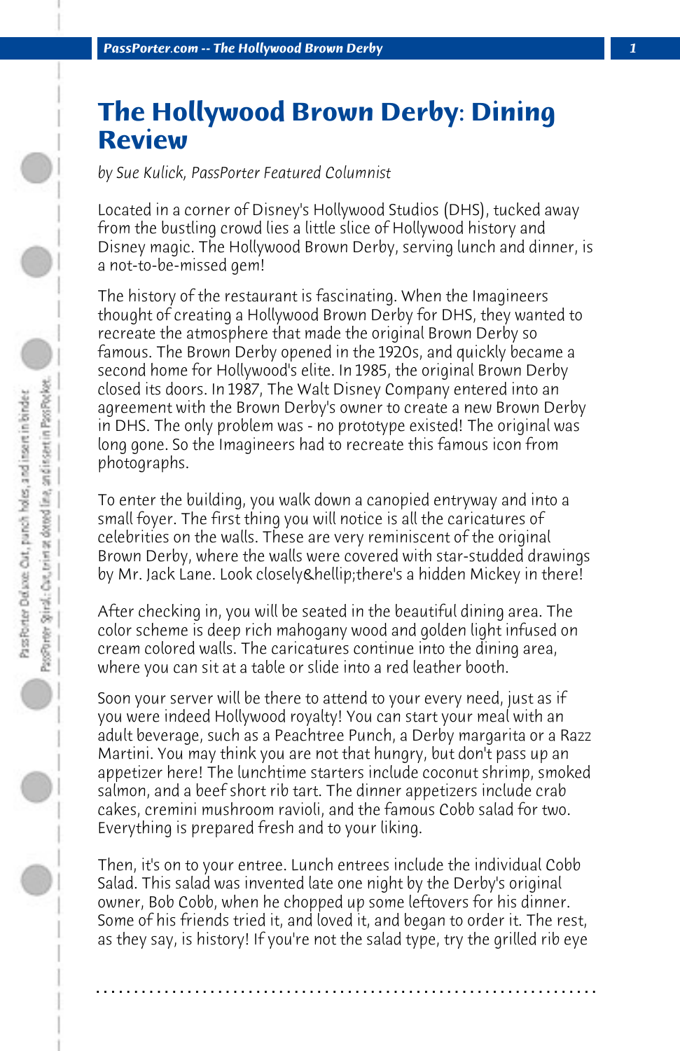# The Hollywood Brown Derby: Dining Review

*by Sue Kulick, PassPorter Featured Columnist*

Located in a corner of Disney's Hollywood Studios (DHS), tucked away from the bustling crowd lies a little slice of Hollywood history and Disney magic. The Hollywood Brown Derby, serving lunch and dinner, is a not-to-be-missed gem!

The history of the restaurant is fascinating. When the Imagineers thought of creating a Hollywood Brown Derby for DHS, they wanted to recreate the atmosphere that made the original Brown Derby so famous. The Brown Derby opened in the 1920s, and quickly became a second home for Hollywood's elite. In 1985, the original Brown Derby closed its doors. In 1987, The Walt Disney Company entered into an agreement with the Brown Derby's owner to create a new Brown Derby in DHS. The only problem was - no prototype existed! The original was long gone. So the Imagineers had to recreate this famous icon from photographs.

To enter the building, you walk down a canopied entryway and into a small foyer. The first thing you will notice is all the caricatures of celebrities on the walls. These are very reminiscent of the original Brown Derby, where the walls were covered with star-studded drawings by Mr. Jack Lane. Look closely&hellip;there's a hidden Mickey in there!

After checking in, you will be seated in the beautiful dining area. The color scheme is deep rich mahogany wood and golden light infused on cream colored walls. The caricatures continue into the dining area, where you can sit at a table or slide into a red leather booth.

Soon your server will be there to attend to your every need, just as if you were indeed Hollywood royalty! You can start your meal with an adult beverage, such as a Peachtree Punch, a Derby margarita or a Razz Martini. You may think you are not that hungry, but don't pass up an appetizer here! The lunchtime starters include coconut shrimp, smoked salmon, and a beef short rib tart. The dinner appetizers include crab cakes, cremini mushroom ravioli, and the famous Cobb salad for two. Everything is prepared fresh and to your liking.

Then, it's on to your entree. Lunch entrees include the individual Cobb Salad. This salad was invented late one night by the Derby's original owner, Bob Cobb, when he chopped up some leftovers for his dinner. Some of his friends tried it, and loved it, and began to order it. The rest, as they say, is history! If you're not the salad type, try the grilled rib eye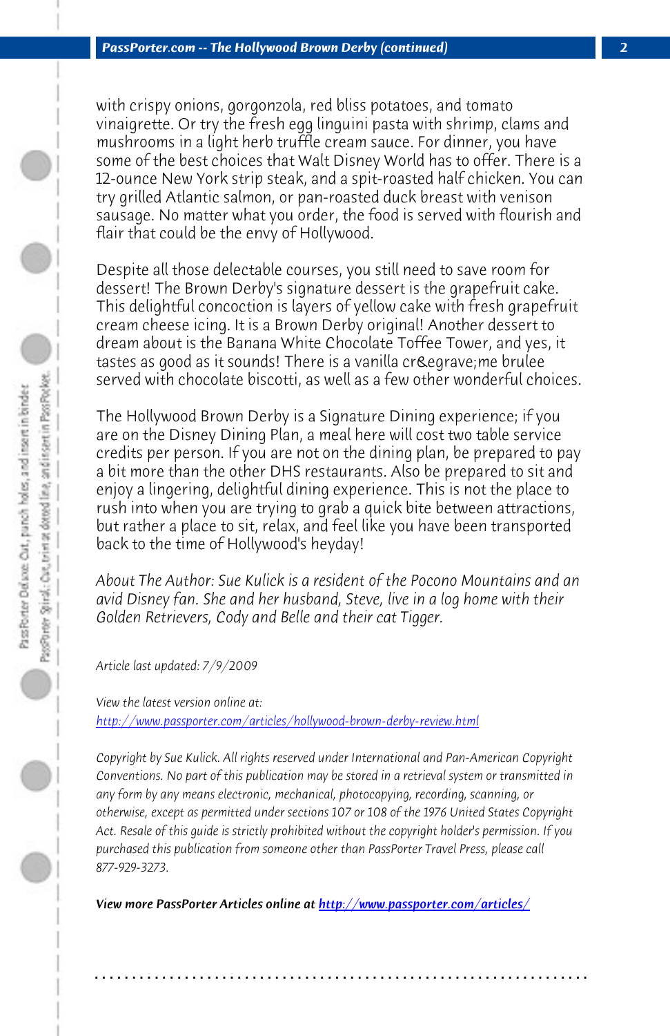with crispy onions, gorgonzola, red bliss potatoes, and tomato vinaigrette. Or try the fresh egg linguini pasta with shrimp, clams and mushrooms in a light herb truffle cream sauce. For dinner, you have some of the best choices that Walt Disney World has to offer. There is a 12-ounce New York strip steak, and a spit-roasted half chicken. You can try grilled Atlantic salmon, or pan-roasted duck breast with venison sausage. No matter what you order, the food is served with flourish and flair that could be the envy of Hollywood.

Despite all those delectable courses, you still need to save room for dessert! The Brown Derby's signature dessert is the grapefruit cake. This delightful concoction is layers of yellow cake with fresh grapefruit cream cheese icing. It is a Brown Derby original! Another dessert to dream about is the Banana White Chocolate Toffee Tower, and yes, it tastes as good as it sounds! There is a vanilla cr&egrave;me brulee served with chocolate biscotti, as well as a few other wonderful choices.

The Hollywood Brown Derby is a Signature Dining experience; if you are on the Disney Dining Plan, a meal here will cost two table service credits per person. If you are not on the dining plan, be prepared to pay a bit more than the other DHS restaurants. Also be prepared to sit and enjoy a lingering, delightful dining experience. This is not the place to rush into when you are trying to grab a quick bite between attractions, but rather a place to sit, relax, and feel like you have been transported back to the time of Hollywood's heyday!

*About The Author: Sue Kulick is a resident of the Pocono Mountains and an avid Disney fan. She and her husband, Steve, live in a log home with their Golden Retrievers, Cody and Belle and their cat Tigger.*

*Article last updated: 7/9/2009*

*View the latest version online at:*
*http://www.passporter.com/articles/hollywood-brown-derby-review.html*

*Copyright by Sue Kulick. All rights reserved under International and Pan-American Copyright Conventions. No part of this publication may be stored in a retrieval system or transmitted in any form by any means electronic, mechanical, photocopying, recording, scanning, or otherwise, except as permitted under sections 107 or 108 of the 1976 United States Copyright Act. Resale of this guide is strictly prohibited without the copyright holder's permission. If you purchased this publication from someone other than PassPorter Travel Press, please call 877-929-3273.*

***View more PassPorter Articles online at http://www.passporter.com/articles/***